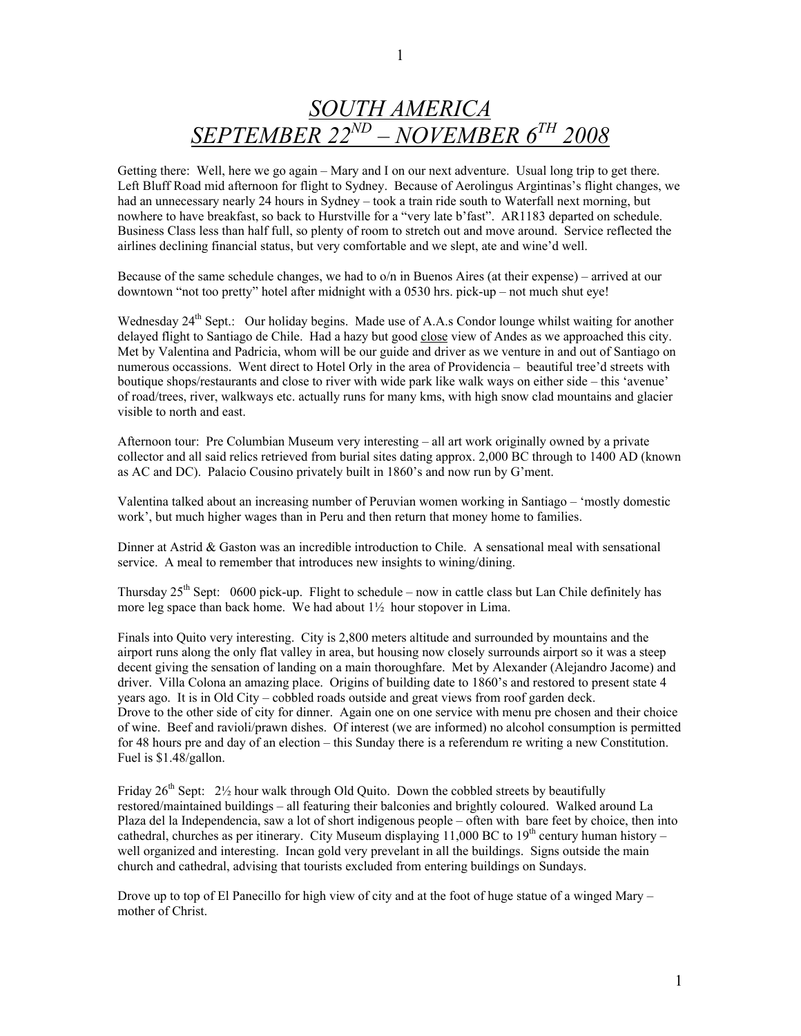# *SOUTH AMERICA*
# *SEPTEMBER 22ND – NOVEMBER 6TH 2008*

Getting there: Well, here we go again – Mary and I on our next adventure. Usual long trip to get there. Left Bluff Road mid afternoon for flight to Sydney. Because of Aerolingus Argintinas's flight changes, we had an unnecessary nearly 24 hours in Sydney – took a train ride south to Waterfall next morning, but nowhere to have breakfast, so back to Hurstville for a "very late b'fast". AR1183 departed on schedule. Business Class less than half full, so plenty of room to stretch out and move around. Service reflected the airlines declining financial status, but very comfortable and we slept, ate and wine'd well.

Because of the same schedule changes, we had to o/n in Buenos Aires (at their expense) – arrived at our downtown "not too pretty" hotel after midnight with a 0530 hrs. pick-up – not much shut eye!

Wednesday 24th Sept.: Our holiday begins. Made use of A.A.s Condor lounge whilst waiting for another delayed flight to Santiago de Chile. Had a hazy but good close view of Andes as we approached this city. Met by Valentina and Padricia, whom will be our guide and driver as we venture in and out of Santiago on numerous occassions. Went direct to Hotel Orly in the area of Providencia – beautiful tree'd streets with boutique shops/restaurants and close to river with wide park like walk ways on either side – this 'avenue' of road/trees, river, walkways etc. actually runs for many kms, with high snow clad mountains and glacier visible to north and east.

Afternoon tour: Pre Columbian Museum very interesting – all art work originally owned by a private collector and all said relics retrieved from burial sites dating approx. 2,000 BC through to 1400 AD (known as AC and DC). Palacio Cousino privately built in 1860's and now run by G'ment.

Valentina talked about an increasing number of Peruvian women working in Santiago – 'mostly domestic work', but much higher wages than in Peru and then return that money home to families.

Dinner at Astrid & Gaston was an incredible introduction to Chile. A sensational meal with sensational service. A meal to remember that introduces new insights to wining/dining.

Thursday 25th Sept: 0600 pick-up. Flight to schedule – now in cattle class but Lan Chile definitely has more leg space than back home. We had about 1½ hour stopover in Lima.

Finals into Quito very interesting. City is 2,800 meters altitude and surrounded by mountains and the airport runs along the only flat valley in area, but housing now closely surrounds airport so it was a steep decent giving the sensation of landing on a main thoroughfare. Met by Alexander (Alejandro Jacome) and driver. Villa Colona an amazing place. Origins of building date to 1860's and restored to present state 4 years ago. It is in Old City – cobbled roads outside and great views from roof garden deck.
Drove to the other side of city for dinner. Again one on one service with menu pre chosen and their choice of wine. Beef and ravioli/prawn dishes. Of interest (we are informed) no alcohol consumption is permitted for 48 hours pre and day of an election – this Sunday there is a referendum re writing a new Constitution. Fuel is $1.48/gallon.

Friday 26th Sept: 2½ hour walk through Old Quito. Down the cobbled streets by beautifully restored/maintained buildings – all featuring their balconies and brightly coloured. Walked around La Plaza del la Independencia, saw a lot of short indigenous people – often with bare feet by choice, then into cathedral, churches as per itinerary. City Museum displaying 11,000 BC to 19th century human history – well organized and interesting. Incan gold very prevelant in all the buildings. Signs outside the main church and cathedral, advising that tourists excluded from entering buildings on Sundays.

Drove up to top of El Panecillo for high view of city and at the foot of huge statue of a winged Mary – mother of Christ.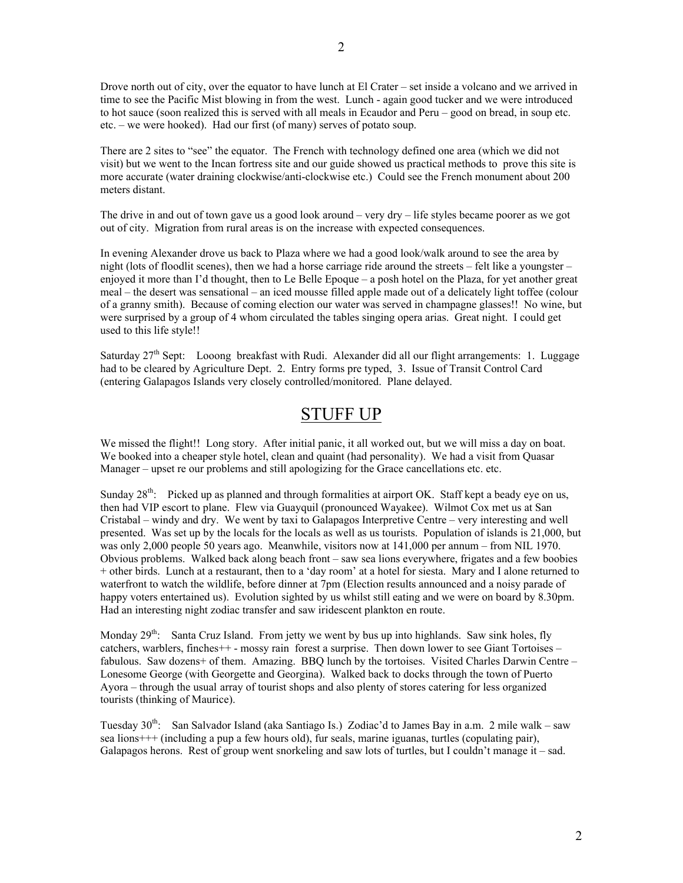Drove north out of city, over the equator to have lunch at El Crater – set inside a volcano and we arrived in time to see the Pacific Mist blowing in from the west. Lunch - again good tucker and we were introduced to hot sauce (soon realized this is served with all meals in Ecaudor and Peru – good on bread, in soup etc. etc. – we were hooked). Had our first (of many) serves of potato soup.

There are 2 sites to "see" the equator. The French with technology defined one area (which we did not visit) but we went to the Incan fortress site and our guide showed us practical methods to prove this site is more accurate (water draining clockwise/anti-clockwise etc.) Could see the French monument about 200 meters distant.

The drive in and out of town gave us a good look around – very dry – life styles became poorer as we got out of city. Migration from rural areas is on the increase with expected consequences.

In evening Alexander drove us back to Plaza where we had a good look/walk around to see the area by night (lots of floodlit scenes), then we had a horse carriage ride around the streets – felt like a youngster – enjoyed it more than I'd thought, then to Le Belle Epoque – a posh hotel on the Plaza, for yet another great meal – the desert was sensational – an iced mousse filled apple made out of a delicately light toffee (colour of a granny smith). Because of coming election our water was served in champagne glasses!! No wine, but were surprised by a group of 4 whom circulated the tables singing opera arias. Great night. I could get used to this life style!!

Saturday 27th Sept: Looong breakfast with Rudi. Alexander did all our flight arrangements: 1. Luggage had to be cleared by Agriculture Dept. 2. Entry forms pre typed, 3. Issue of Transit Control Card (entering Galapagos Islands very closely controlled/monitored. Plane delayed.

## STUFF UP

We missed the flight!! Long story. After initial panic, it all worked out, but we will miss a day on boat. We booked into a cheaper style hotel, clean and quaint (had personality). We had a visit from Quasar Manager – upset re our problems and still apologizing for the Grace cancellations etc. etc.

Sunday 28th: Picked up as planned and through formalities at airport OK. Staff kept a beady eye on us, then had VIP escort to plane. Flew via Guayquil (pronounced Wayakee). Wilmot Cox met us at San Cristabal – windy and dry. We went by taxi to Galapagos Interpretive Centre – very interesting and well presented. Was set up by the locals for the locals as well as us tourists. Population of islands is 21,000, but was only 2,000 people 50 years ago. Meanwhile, visitors now at 141,000 per annum – from NIL 1970. Obvious problems. Walked back along beach front – saw sea lions everywhere, frigates and a few boobies + other birds. Lunch at a restaurant, then to a 'day room' at a hotel for siesta. Mary and I alone returned to waterfront to watch the wildlife, before dinner at 7pm (Election results announced and a noisy parade of happy voters entertained us). Evolution sighted by us whilst still eating and we were on board by 8.30pm. Had an interesting night zodiac transfer and saw iridescent plankton en route.

Monday 29th: Santa Cruz Island. From jetty we went by bus up into highlands. Saw sink holes, fly catchers, warblers, finches++ - mossy rain forest a surprise. Then down lower to see Giant Tortoises – fabulous. Saw dozens+ of them. Amazing. BBQ lunch by the tortoises. Visited Charles Darwin Centre – Lonesome George (with Georgette and Georgina). Walked back to docks through the town of Puerto Ayora – through the usual array of tourist shops and also plenty of stores catering for less organized tourists (thinking of Maurice).

Tuesday 30th: San Salvador Island (aka Santiago Is.) Zodiac'd to James Bay in a.m. 2 mile walk – saw sea lions+++ (including a pup a few hours old), fur seals, marine iguanas, turtles (copulating pair), Galapagos herons. Rest of group went snorkeling and saw lots of turtles, but I couldn't manage it – sad.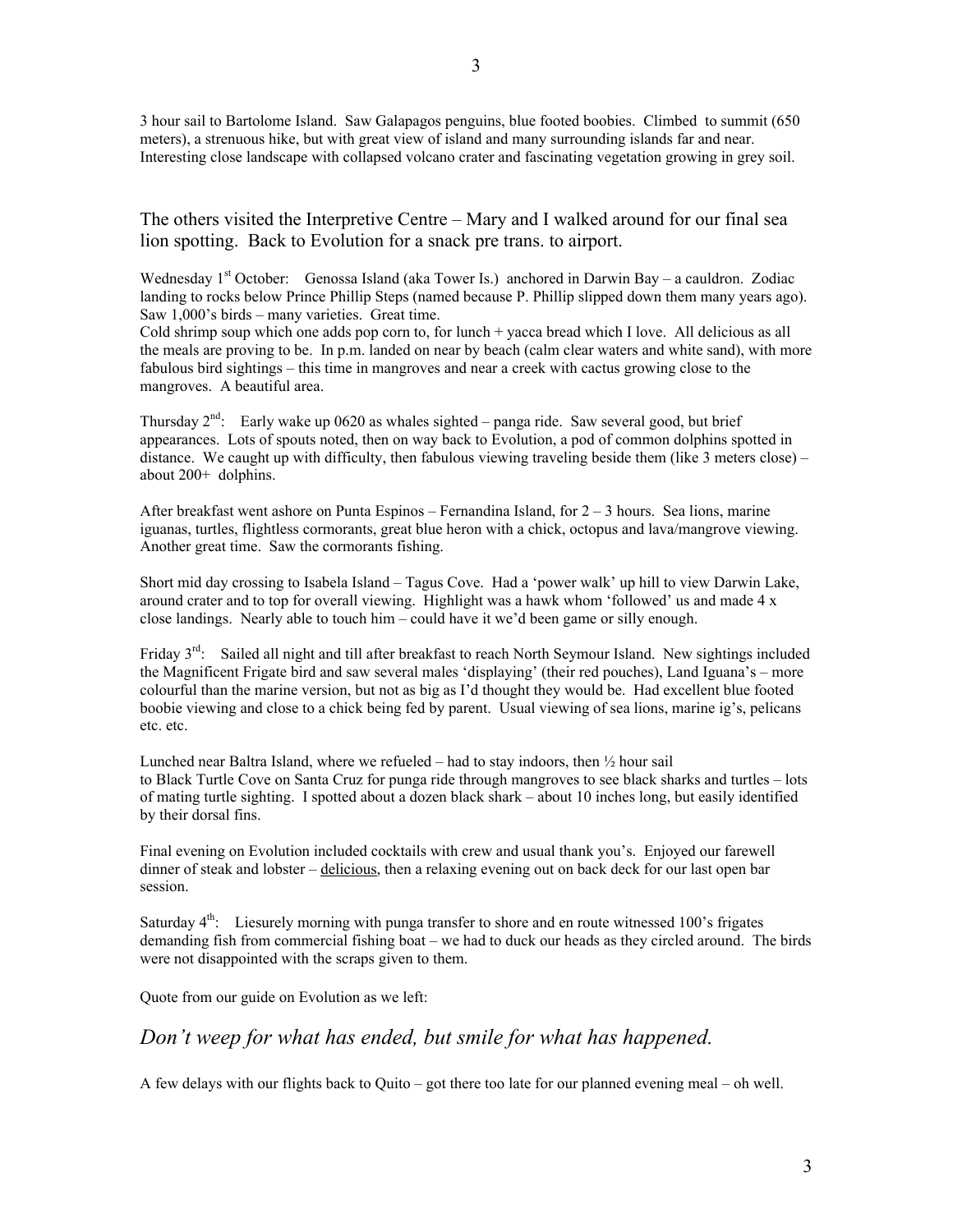3 hour sail to Bartolome Island. Saw Galapagos penguins, blue footed boobies. Climbed to summit (650 meters), a strenuous hike, but with great view of island and many surrounding islands far and near. Interesting close landscape with collapsed volcano crater and fascinating vegetation growing in grey soil.

The others visited the Interpretive Centre – Mary and I walked around for our final sea lion spotting. Back to Evolution for a snack pre trans. to airport.

Wednesday 1st October: Genossa Island (aka Tower Is.) anchored in Darwin Bay – a cauldron. Zodiac landing to rocks below Prince Phillip Steps (named because P. Phillip slipped down them many years ago). Saw 1,000's birds – many varieties. Great time.
Cold shrimp soup which one adds pop corn to, for lunch + yacca bread which I love. All delicious as all the meals are proving to be. In p.m. landed on near by beach (calm clear waters and white sand), with more fabulous bird sightings – this time in mangroves and near a creek with cactus growing close to the mangroves. A beautiful area.

Thursday 2nd: Early wake up 0620 as whales sighted – panga ride. Saw several good, but brief appearances. Lots of spouts noted, then on way back to Evolution, a pod of common dolphins spotted in distance. We caught up with difficulty, then fabulous viewing traveling beside them (like 3 meters close) – about 200+ dolphins.

After breakfast went ashore on Punta Espinos – Fernandina Island, for 2 – 3 hours. Sea lions, marine iguanas, turtles, flightless cormorants, great blue heron with a chick, octopus and lava/mangrove viewing. Another great time. Saw the cormorants fishing.

Short mid day crossing to Isabela Island – Tagus Cove. Had a 'power walk' up hill to view Darwin Lake, around crater and to top for overall viewing. Highlight was a hawk whom 'followed' us and made 4 x close landings. Nearly able to touch him – could have it we'd been game or silly enough.

Friday 3rd: Sailed all night and till after breakfast to reach North Seymour Island. New sightings included the Magnificent Frigate bird and saw several males 'displaying' (their red pouches), Land Iguana's – more colourful than the marine version, but not as big as I'd thought they would be. Had excellent blue footed boobie viewing and close to a chick being fed by parent. Usual viewing of sea lions, marine ig's, pelicans etc. etc.

Lunched near Baltra Island, where we refueled – had to stay indoors, then ½ hour sail to Black Turtle Cove on Santa Cruz for punga ride through mangroves to see black sharks and turtles – lots of mating turtle sighting. I spotted about a dozen black shark – about 10 inches long, but easily identified by their dorsal fins.

Final evening on Evolution included cocktails with crew and usual thank you's. Enjoyed our farewell dinner of steak and lobster – <u>delicious</u>, then a relaxing evening out on back deck for our last open bar session.

Saturday 4th: Liesurely morning with punga transfer to shore and en route witnessed 100's frigates demanding fish from commercial fishing boat – we had to duck our heads as they circled around. The birds were not disappointed with the scraps given to them.

Quote from our guide on Evolution as we left:

*Don't weep for what has ended, but smile for what has happened.*

A few delays with our flights back to Quito – got there too late for our planned evening meal – oh well.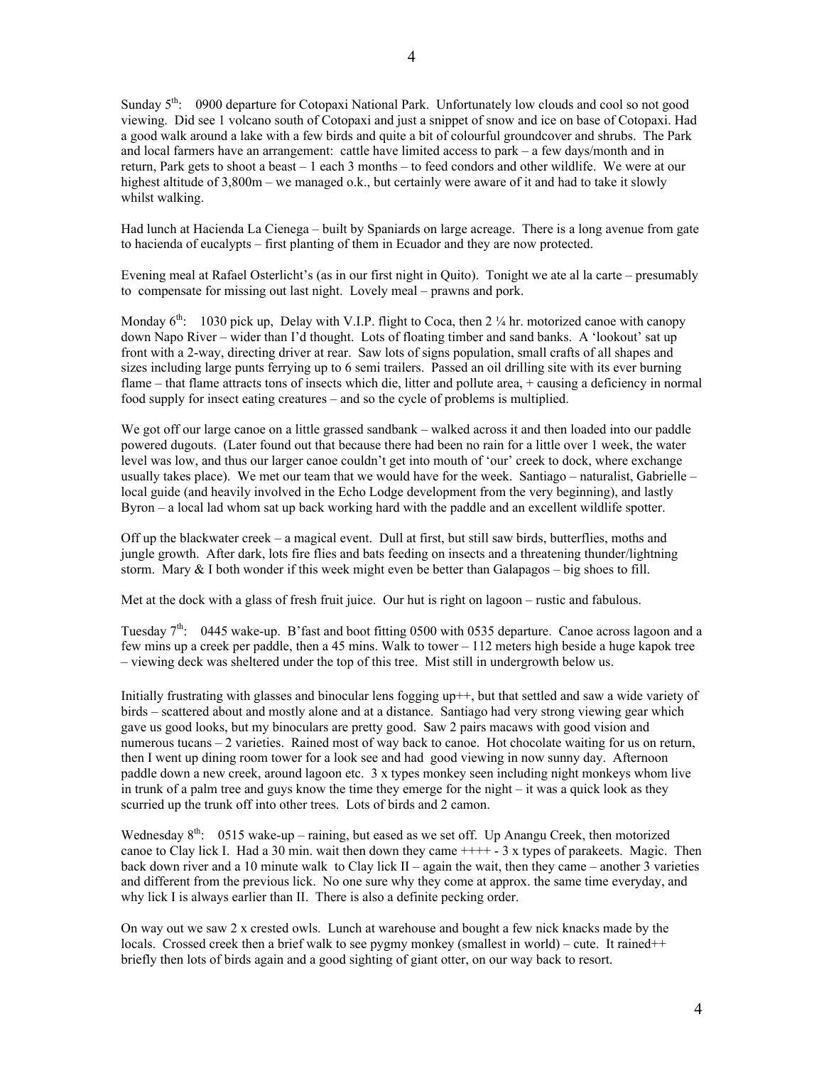Sunday 5th:  0900 departure for Cotopaxi National Park. Unfortunately low clouds and cool so not good viewing. Did see 1 volcano south of Cotopaxi and just a snippet of snow and ice on base of Cotopaxi. Had a good walk around a lake with a few birds and quite a bit of colourful groundcover and shrubs. The Park and local farmers have an arrangement: cattle have limited access to park – a few days/month and in return, Park gets to shoot a beast – 1 each 3 months – to feed condors and other wildlife. We were at our highest altitude of 3,800m – we managed o.k., but certainly were aware of it and had to take it slowly whilst walking.

Had lunch at Hacienda La Cienega – built by Spaniards on large acreage. There is a long avenue from gate to hacienda of eucalypts – first planting of them in Ecuador and they are now protected.

Evening meal at Rafael Osterlicht's (as in our first night in Quito). Tonight we ate al la carte – presumably to compensate for missing out last night. Lovely meal – prawns and pork.

Monday 6th:  1030 pick up, Delay with V.I.P. flight to Coca, then 2 ¼ hr. motorized canoe with canopy down Napo River – wider than I'd thought. Lots of floating timber and sand banks. A 'lookout' sat up front with a 2-way, directing driver at rear. Saw lots of signs population, small crafts of all shapes and sizes including large punts ferrying up to 6 semi trailers. Passed an oil drilling site with its ever burning flame – that flame attracts tons of insects which die, litter and pollute area, + causing a deficiency in normal food supply for insect eating creatures – and so the cycle of problems is multiplied.

We got off our large canoe on a little grassed sandbank – walked across it and then loaded into our paddle powered dugouts. (Later found out that because there had been no rain for a little over 1 week, the water level was low, and thus our larger canoe couldn't get into mouth of 'our' creek to dock, where exchange usually takes place). We met our team that we would have for the week. Santiago – naturalist, Gabrielle – local guide (and heavily involved in the Echo Lodge development from the very beginning), and lastly Byron – a local lad whom sat up back working hard with the paddle and an excellent wildlife spotter.

Off up the blackwater creek – a magical event. Dull at first, but still saw birds, butterflies, moths and jungle growth. After dark, lots fire flies and bats feeding on insects and a threatening thunder/lightning storm. Mary & I both wonder if this week might even be better than Galapagos – big shoes to fill.

Met at the dock with a glass of fresh fruit juice. Our hut is right on lagoon – rustic and fabulous.

Tuesday 7th:  0445 wake-up. B'fast and boot fitting 0500 with 0535 departure. Canoe across lagoon and a few mins up a creek per paddle, then a 45 mins. Walk to tower – 112 meters high beside a huge kapok tree – viewing deck was sheltered under the top of this tree. Mist still in undergrowth below us.

Initially frustrating with glasses and binocular lens fogging up++, but that settled and saw a wide variety of birds – scattered about and mostly alone and at a distance. Santiago had very strong viewing gear which gave us good looks, but my binoculars are pretty good. Saw 2 pairs macaws with good vision and numerous tucans – 2 varieties. Rained most of way back to canoe. Hot chocolate waiting for us on return, then I went up dining room tower for a look see and had good viewing in now sunny day. Afternoon paddle down a new creek, around lagoon etc. 3 x types monkey seen including night monkeys whom live in trunk of a palm tree and guys know the time they emerge for the night – it was a quick look as they scurried up the trunk off into other trees. Lots of birds and 2 camon.

Wednesday 8th:  0515 wake-up – raining, but eased as we set off. Up Anangu Creek, then motorized canoe to Clay lick I. Had a 30 min. wait then down they came ++++ - 3 x types of parakeets. Magic. Then back down river and a 10 minute walk to Clay lick II – again the wait, then they came – another 3 varieties and different from the previous lick. No one sure why they come at approx. the same time everyday, and why lick I is always earlier than II. There is also a definite pecking order.

On way out we saw 2 x crested owls. Lunch at warehouse and bought a few nick knacks made by the locals. Crossed creek then a brief walk to see pygmy monkey (smallest in world) – cute. It rained++ briefly then lots of birds again and a good sighting of giant otter, on our way back to resort.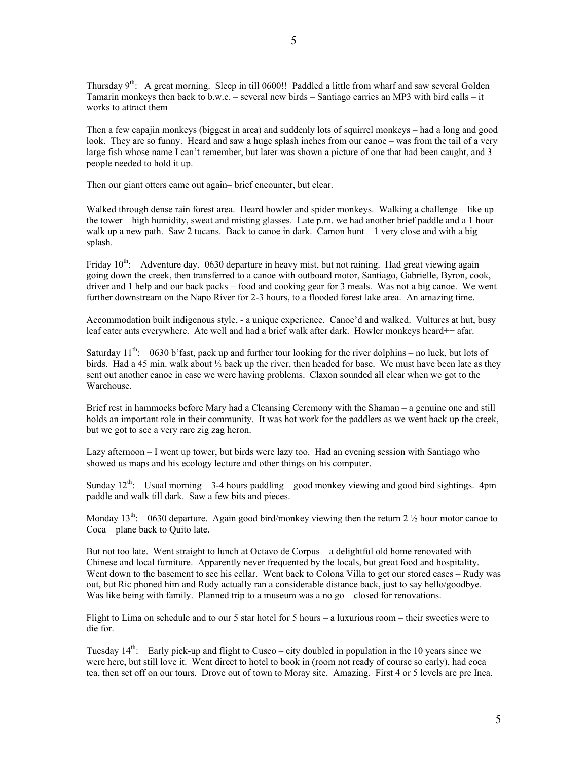Thursday 9th: A great morning. Sleep in till 0600!! Paddled a little from wharf and saw several Golden Tamarin monkeys then back to b.w.c. – several new birds – Santiago carries an MP3 with bird calls – it works to attract them

Then a few capajin monkeys (biggest in area) and suddenly lots of squirrel monkeys – had a long and good look. They are so funny. Heard and saw a huge splash inches from our canoe – was from the tail of a very large fish whose name I can't remember, but later was shown a picture of one that had been caught, and 3 people needed to hold it up.

Then our giant otters came out again– brief encounter, but clear.

Walked through dense rain forest area. Heard howler and spider monkeys. Walking a challenge – like up the tower – high humidity, sweat and misting glasses. Late p.m. we had another brief paddle and a 1 hour walk up a new path. Saw 2 tucans. Back to canoe in dark. Camon hunt – 1 very close and with a big splash.

Friday 10th: Adventure day. 0630 departure in heavy mist, but not raining. Had great viewing again going down the creek, then transferred to a canoe with outboard motor, Santiago, Gabrielle, Byron, cook, driver and 1 help and our back packs + food and cooking gear for 3 meals. Was not a big canoe. We went further downstream on the Napo River for 2-3 hours, to a flooded forest lake area. An amazing time.

Accommodation built indigenous style, - a unique experience. Canoe'd and walked. Vultures at hut, busy leaf eater ants everywhere. Ate well and had a brief walk after dark. Howler monkeys heard++ afar.

Saturday 11th: 0630 b'fast, pack up and further tour looking for the river dolphins – no luck, but lots of birds. Had a 45 min. walk about ½ back up the river, then headed for base. We must have been late as they sent out another canoe in case we were having problems. Claxon sounded all clear when we got to the Warehouse.

Brief rest in hammocks before Mary had a Cleansing Ceremony with the Shaman – a genuine one and still holds an important role in their community. It was hot work for the paddlers as we went back up the creek, but we got to see a very rare zig zag heron.

Lazy afternoon – I went up tower, but birds were lazy too. Had an evening session with Santiago who showed us maps and his ecology lecture and other things on his computer.

Sunday 12th: Usual morning – 3-4 hours paddling – good monkey viewing and good bird sightings. 4pm paddle and walk till dark. Saw a few bits and pieces.

Monday 13th: 0630 departure. Again good bird/monkey viewing then the return 2 ½ hour motor canoe to Coca – plane back to Quito late.

But not too late. Went straight to lunch at Octavo de Corpus – a delightful old home renovated with Chinese and local furniture. Apparently never frequented by the locals, but great food and hospitality. Went down to the basement to see his cellar. Went back to Colona Villa to get our stored cases – Rudy was out, but Ric phoned him and Rudy actually ran a considerable distance back, just to say hello/goodbye. Was like being with family. Planned trip to a museum was a no go – closed for renovations.

Flight to Lima on schedule and to our 5 star hotel for 5 hours – a luxurious room – their sweeties were to die for.

Tuesday 14th: Early pick-up and flight to Cusco – city doubled in population in the 10 years since we were here, but still love it. Went direct to hotel to book in (room not ready of course so early), had coca tea, then set off on our tours. Drove out of town to Moray site. Amazing. First 4 or 5 levels are pre Inca.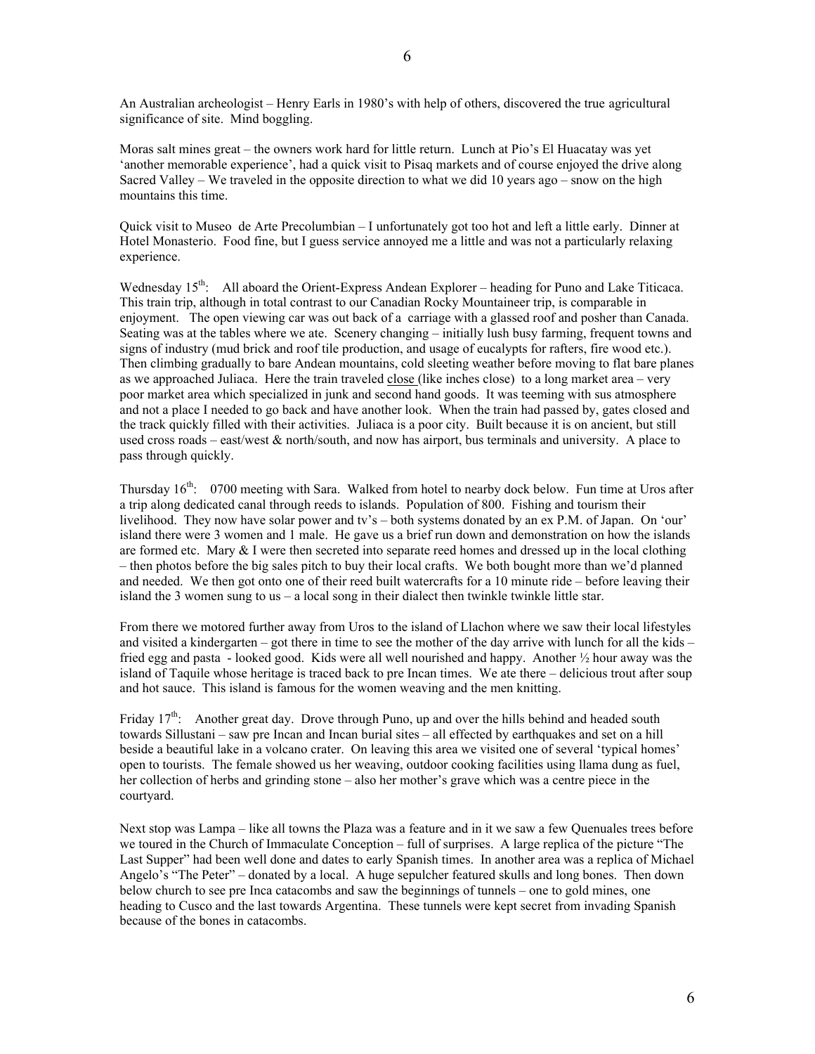An Australian archeologist – Henry Earls in 1980's with help of others, discovered the true agricultural significance of site. Mind boggling.

Moras salt mines great – the owners work hard for little return. Lunch at Pio's El Huacatay was yet 'another memorable experience', had a quick visit to Pisaq markets and of course enjoyed the drive along Sacred Valley – We traveled in the opposite direction to what we did 10 years ago – snow on the high mountains this time.

Quick visit to Museo de Arte Precolumbian – I unfortunately got too hot and left a little early. Dinner at Hotel Monasterio. Food fine, but I guess service annoyed me a little and was not a particularly relaxing experience.

Wednesday 15th: All aboard the Orient-Express Andean Explorer – heading for Puno and Lake Titicaca. This train trip, although in total contrast to our Canadian Rocky Mountaineer trip, is comparable in enjoyment. The open viewing car was out back of a carriage with a glassed roof and posher than Canada. Seating was at the tables where we ate. Scenery changing – initially lush busy farming, frequent towns and signs of industry (mud brick and roof tile production, and usage of eucalypts for rafters, fire wood etc.). Then climbing gradually to bare Andean mountains, cold sleeting weather before moving to flat bare planes as we approached Juliaca. Here the train traveled <u>close</u> (like inches close) to a long market area – very poor market area which specialized in junk and second hand goods. It was teeming with sus atmosphere and not a place I needed to go back and have another look. When the train had passed by, gates closed and the track quickly filled with their activities. Juliaca is a poor city. Built because it is on ancient, but still used cross roads – east/west & north/south, and now has airport, bus terminals and university. A place to pass through quickly.

Thursday 16th: 0700 meeting with Sara. Walked from hotel to nearby dock below. Fun time at Uros after a trip along dedicated canal through reeds to islands. Population of 800. Fishing and tourism their livelihood. They now have solar power and tv's – both systems donated by an ex P.M. of Japan. On 'our' island there were 3 women and 1 male. He gave us a brief run down and demonstration on how the islands are formed etc. Mary & I were then secreted into separate reed homes and dressed up in the local clothing – then photos before the big sales pitch to buy their local crafts. We both bought more than we'd planned and needed. We then got onto one of their reed built watercrafts for a 10 minute ride – before leaving their island the 3 women sung to us – a local song in their dialect then twinkle twinkle little star.

From there we motored further away from Uros to the island of Llachon where we saw their local lifestyles and visited a kindergarten – got there in time to see the mother of the day arrive with lunch for all the kids – fried egg and pasta - looked good. Kids were all well nourished and happy. Another ½ hour away was the island of Taquile whose heritage is traced back to pre Incan times. We ate there – delicious trout after soup and hot sauce. This island is famous for the women weaving and the men knitting.

Friday 17th: Another great day. Drove through Puno, up and over the hills behind and headed south towards Sillustani – saw pre Incan and Incan burial sites – all effected by earthquakes and set on a hill beside a beautiful lake in a volcano crater. On leaving this area we visited one of several 'typical homes' open to tourists. The female showed us her weaving, outdoor cooking facilities using llama dung as fuel, her collection of herbs and grinding stone – also her mother's grave which was a centre piece in the courtyard.

Next stop was Lampa – like all towns the Plaza was a feature and in it we saw a few Quenuales trees before we toured in the Church of Immaculate Conception – full of surprises. A large replica of the picture "The Last Supper" had been well done and dates to early Spanish times. In another area was a replica of Michael Angelo's "The Peter" – donated by a local. A huge sepulcher featured skulls and long bones. Then down below church to see pre Inca catacombs and saw the beginnings of tunnels – one to gold mines, one heading to Cusco and the last towards Argentina. These tunnels were kept secret from invading Spanish because of the bones in catacombs.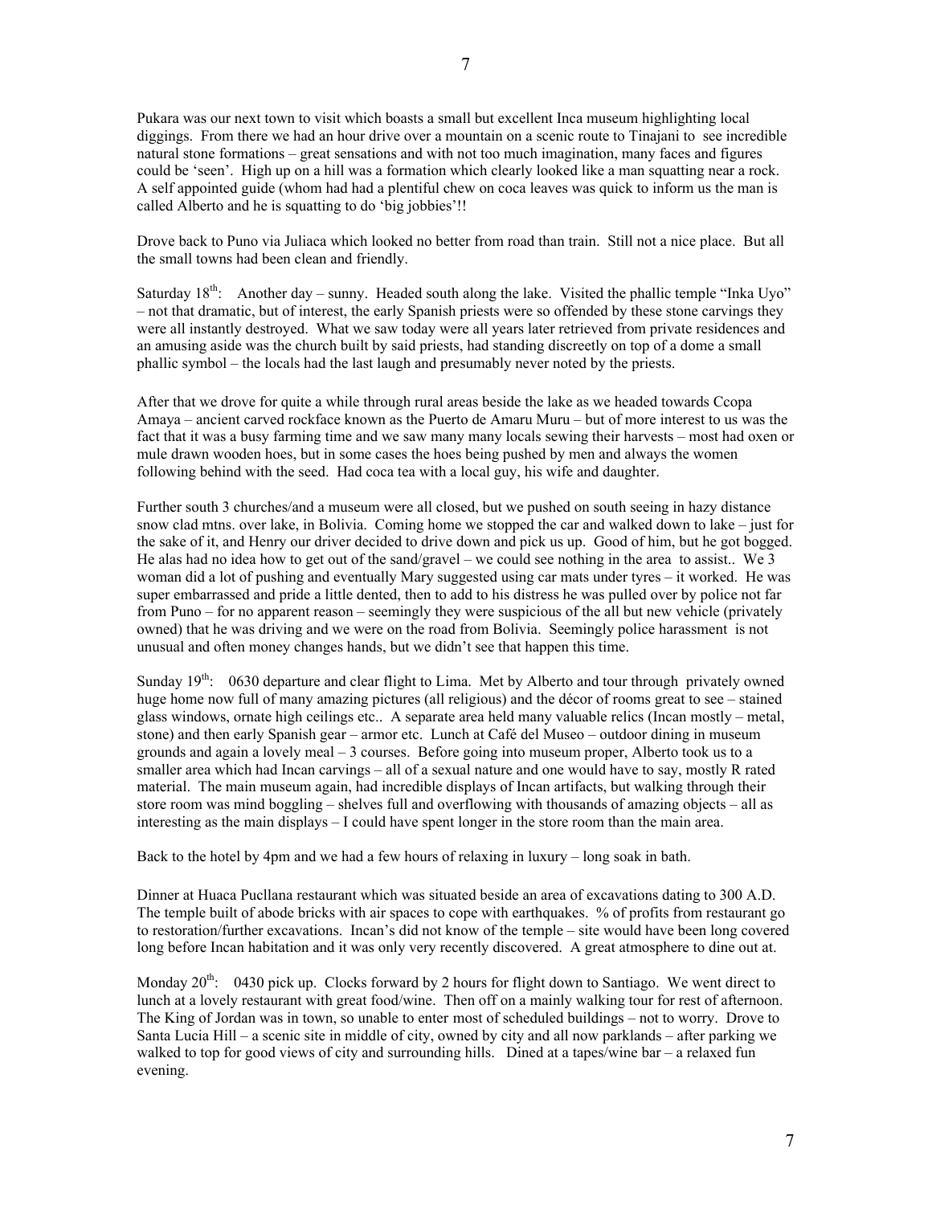Pukara was our next town to visit which boasts a small but excellent Inca museum highlighting local diggings. From there we had an hour drive over a mountain on a scenic route to Tinajani to see incredible natural stone formations – great sensations and with not too much imagination, many faces and figures could be 'seen'. High up on a hill was a formation which clearly looked like a man squatting near a rock. A self appointed guide (whom had had a plentiful chew on coca leaves was quick to inform us the man is called Alberto and he is squatting to do 'big jobbies'!!

Drove back to Puno via Juliaca which looked no better from road than train. Still not a nice place. But all the small towns had been clean and friendly.

Saturday 18th: Another day – sunny. Headed south along the lake. Visited the phallic temple "Inka Uyo" – not that dramatic, but of interest, the early Spanish priests were so offended by these stone carvings they were all instantly destroyed. What we saw today were all years later retrieved from private residences and an amusing aside was the church built by said priests, had standing discreetly on top of a dome a small phallic symbol – the locals had the last laugh and presumably never noted by the priests.

After that we drove for quite a while through rural areas beside the lake as we headed towards Ccopa Amaya – ancient carved rockface known as the Puerto de Amaru Muru – but of more interest to us was the fact that it was a busy farming time and we saw many many locals sewing their harvests – most had oxen or mule drawn wooden hoes, but in some cases the hoes being pushed by men and always the women following behind with the seed. Had coca tea with a local guy, his wife and daughter.

Further south 3 churches/and a museum were all closed, but we pushed on south seeing in hazy distance snow clad mtns. over lake, in Bolivia. Coming home we stopped the car and walked down to lake – just for the sake of it, and Henry our driver decided to drive down and pick us up. Good of him, but he got bogged. He alas had no idea how to get out of the sand/gravel – we could see nothing in the area to assist.. We 3 woman did a lot of pushing and eventually Mary suggested using car mats under tyres – it worked. He was super embarrassed and pride a little dented, then to add to his distress he was pulled over by police not far from Puno – for no apparent reason – seemingly they were suspicious of the all but new vehicle (privately owned) that he was driving and we were on the road from Bolivia. Seemingly police harassment is not unusual and often money changes hands, but we didn't see that happen this time.

Sunday 19th: 0630 departure and clear flight to Lima. Met by Alberto and tour through privately owned huge home now full of many amazing pictures (all religious) and the décor of rooms great to see – stained glass windows, ornate high ceilings etc.. A separate area held many valuable relics (Incan mostly – metal, stone) and then early Spanish gear – armor etc. Lunch at Café del Museo – outdoor dining in museum grounds and again a lovely meal – 3 courses. Before going into museum proper, Alberto took us to a smaller area which had Incan carvings – all of a sexual nature and one would have to say, mostly R rated material. The main museum again, had incredible displays of Incan artifacts, but walking through their store room was mind boggling – shelves full and overflowing with thousands of amazing objects – all as interesting as the main displays – I could have spent longer in the store room than the main area.

Back to the hotel by 4pm and we had a few hours of relaxing in luxury – long soak in bath.

Dinner at Huaca Pucllana restaurant which was situated beside an area of excavations dating to 300 A.D. The temple built of abode bricks with air spaces to cope with earthquakes. % of profits from restaurant go to restoration/further excavations. Incan's did not know of the temple – site would have been long covered long before Incan habitation and it was only very recently discovered. A great atmosphere to dine out at.

Monday 20th: 0430 pick up. Clocks forward by 2 hours for flight down to Santiago. We went direct to lunch at a lovely restaurant with great food/wine. Then off on a mainly walking tour for rest of afternoon. The King of Jordan was in town, so unable to enter most of scheduled buildings – not to worry. Drove to Santa Lucia Hill – a scenic site in middle of city, owned by city and all now parklands – after parking we walked to top for good views of city and surrounding hills. Dined at a tapes/wine bar – a relaxed fun evening.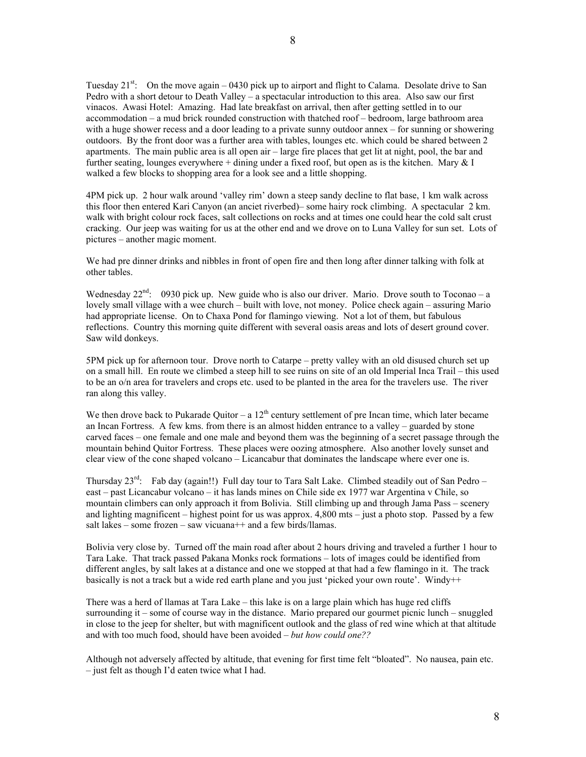Tuesday 21st: On the move again – 0430 pick up to airport and flight to Calama. Desolate drive to San Pedro with a short detour to Death Valley – a spectacular introduction to this area. Also saw our first vinacos. Awasi Hotel: Amazing. Had late breakfast on arrival, then after getting settled in to our accommodation – a mud brick rounded construction with thatched roof – bedroom, large bathroom area with a huge shower recess and a door leading to a private sunny outdoor annex – for sunning or showering outdoors. By the front door was a further area with tables, lounges etc. which could be shared between 2 apartments. The main public area is all open air – large fire places that get lit at night, pool, the bar and further seating, lounges everywhere + dining under a fixed roof, but open as is the kitchen. Mary & I walked a few blocks to shopping area for a look see and a little shopping.

4PM pick up. 2 hour walk around 'valley rim' down a steep sandy decline to flat base, 1 km walk across this floor then entered Kari Canyon (an anciet riverbed)– some hairy rock climbing. A spectacular 2 km. walk with bright colour rock faces, salt collections on rocks and at times one could hear the cold salt crust cracking. Our jeep was waiting for us at the other end and we drove on to Luna Valley for sun set. Lots of pictures – another magic moment.

We had pre dinner drinks and nibbles in front of open fire and then long after dinner talking with folk at other tables.

Wednesday 22nd: 0930 pick up. New guide who is also our driver. Mario. Drove south to Toconao – a lovely small village with a wee church – built with love, not money. Police check again – assuring Mario had appropriate license. On to Chaxa Pond for flamingo viewing. Not a lot of them, but fabulous reflections. Country this morning quite different with several oasis areas and lots of desert ground cover. Saw wild donkeys.

5PM pick up for afternoon tour. Drove north to Catarpe – pretty valley with an old disused church set up on a small hill. En route we climbed a steep hill to see ruins on site of an old Imperial Inca Trail – this used to be an o/n area for travelers and crops etc. used to be planted in the area for the travelers use. The river ran along this valley.

We then drove back to Pukarade Quitor – a 12th century settlement of pre Incan time, which later became an Incan Fortress. A few kms. from there is an almost hidden entrance to a valley – guarded by stone carved faces – one female and one male and beyond them was the beginning of a secret passage through the mountain behind Quitor Fortress. These places were oozing atmosphere. Also another lovely sunset and clear view of the cone shaped volcano – Licancabur that dominates the landscape where ever one is.

Thursday 23rd: Fab day (again!!) Full day tour to Tara Salt Lake. Climbed steadily out of San Pedro – east – past Licancabur volcano – it has lands mines on Chile side ex 1977 war Argentina v Chile, so mountain climbers can only approach it from Bolivia. Still climbing up and through Jama Pass – scenery and lighting magnificent – highest point for us was approx. 4,800 mts – just a photo stop. Passed by a few salt lakes – some frozen – saw vicuana++ and a few birds/llamas.

Bolivia very close by. Turned off the main road after about 2 hours driving and traveled a further 1 hour to Tara Lake. That track passed Pakana Monks rock formations – lots of images could be identified from different angles, by salt lakes at a distance and one we stopped at that had a few flamingo in it. The track basically is not a track but a wide red earth plane and you just 'picked your own route'. Windy++

There was a herd of llamas at Tara Lake – this lake is on a large plain which has huge red cliffs surrounding it – some of course way in the distance. Mario prepared our gourmet picnic lunch – snuggled in close to the jeep for shelter, but with magnificent outlook and the glass of red wine which at that altitude and with too much food, should have been avoided – *but how could one??*

Although not adversely affected by altitude, that evening for first time felt "bloated". No nausea, pain etc. – just felt as though I'd eaten twice what I had.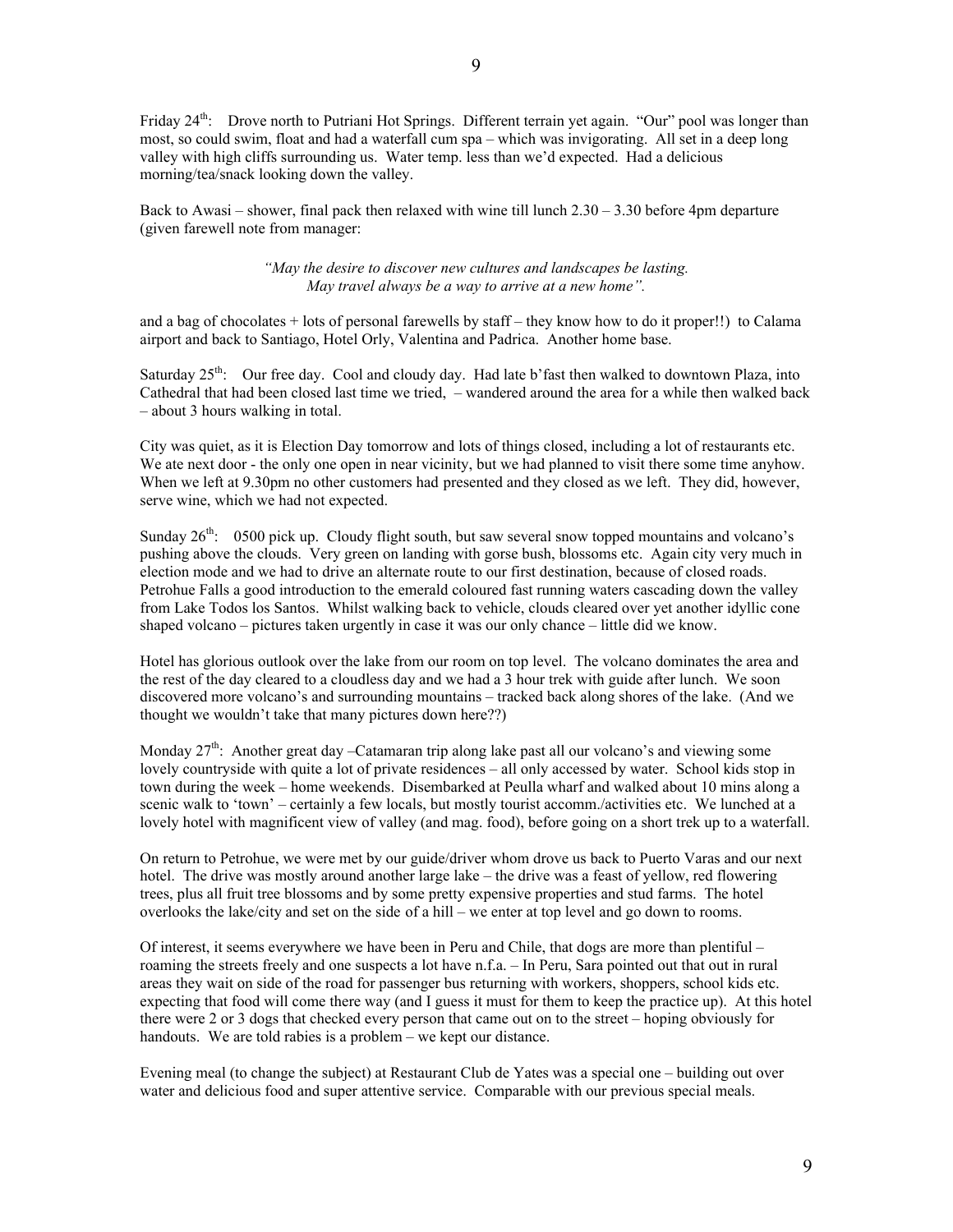Friday 24th: Drove north to Putriani Hot Springs. Different terrain yet again. "Our" pool was longer than most, so could swim, float and had a waterfall cum spa – which was invigorating. All set in a deep long valley with high cliffs surrounding us. Water temp. less than we'd expected. Had a delicious morning/tea/snack looking down the valley.

Back to Awasi – shower, final pack then relaxed with wine till lunch 2.30 – 3.30 before 4pm departure (given farewell note from manager:

> *"May the desire to discover new cultures and landscapes be lasting.*
> *May travel always be a way to arrive at a new home".*

and a bag of chocolates + lots of personal farewells by staff – they know how to do it proper!!) to Calama airport and back to Santiago, Hotel Orly, Valentina and Padrica. Another home base.

Saturday 25th: Our free day. Cool and cloudy day. Had late b'fast then walked to downtown Plaza, into Cathedral that had been closed last time we tried, – wandered around the area for a while then walked back – about 3 hours walking in total.

City was quiet, as it is Election Day tomorrow and lots of things closed, including a lot of restaurants etc. We ate next door - the only one open in near vicinity, but we had planned to visit there some time anyhow. When we left at 9.30pm no other customers had presented and they closed as we left. They did, however, serve wine, which we had not expected.

Sunday 26th: 0500 pick up. Cloudy flight south, but saw several snow topped mountains and volcano's pushing above the clouds. Very green on landing with gorse bush, blossoms etc. Again city very much in election mode and we had to drive an alternate route to our first destination, because of closed roads. Petrohue Falls a good introduction to the emerald coloured fast running waters cascading down the valley from Lake Todos los Santos. Whilst walking back to vehicle, clouds cleared over yet another idyllic cone shaped volcano – pictures taken urgently in case it was our only chance – little did we know.

Hotel has glorious outlook over the lake from our room on top level. The volcano dominates the area and the rest of the day cleared to a cloudless day and we had a 3 hour trek with guide after lunch. We soon discovered more volcano's and surrounding mountains – tracked back along shores of the lake. (And we thought we wouldn't take that many pictures down here??)

Monday 27th: Another great day –Catamaran trip along lake past all our volcano's and viewing some lovely countryside with quite a lot of private residences – all only accessed by water. School kids stop in town during the week – home weekends. Disembarked at Peulla wharf and walked about 10 mins along a scenic walk to 'town' – certainly a few locals, but mostly tourist accomm./activities etc. We lunched at a lovely hotel with magnificent view of valley (and mag. food), before going on a short trek up to a waterfall.

On return to Petrohue, we were met by our guide/driver whom drove us back to Puerto Varas and our next hotel. The drive was mostly around another large lake – the drive was a feast of yellow, red flowering trees, plus all fruit tree blossoms and by some pretty expensive properties and stud farms. The hotel overlooks the lake/city and set on the side of a hill – we enter at top level and go down to rooms.

Of interest, it seems everywhere we have been in Peru and Chile, that dogs are more than plentiful – roaming the streets freely and one suspects a lot have n.f.a. – In Peru, Sara pointed out that out in rural areas they wait on side of the road for passenger bus returning with workers, shoppers, school kids etc. expecting that food will come there way (and I guess it must for them to keep the practice up). At this hotel there were 2 or 3 dogs that checked every person that came out on to the street – hoping obviously for handouts. We are told rabies is a problem – we kept our distance.

Evening meal (to change the subject) at Restaurant Club de Yates was a special one – building out over water and delicious food and super attentive service. Comparable with our previous special meals.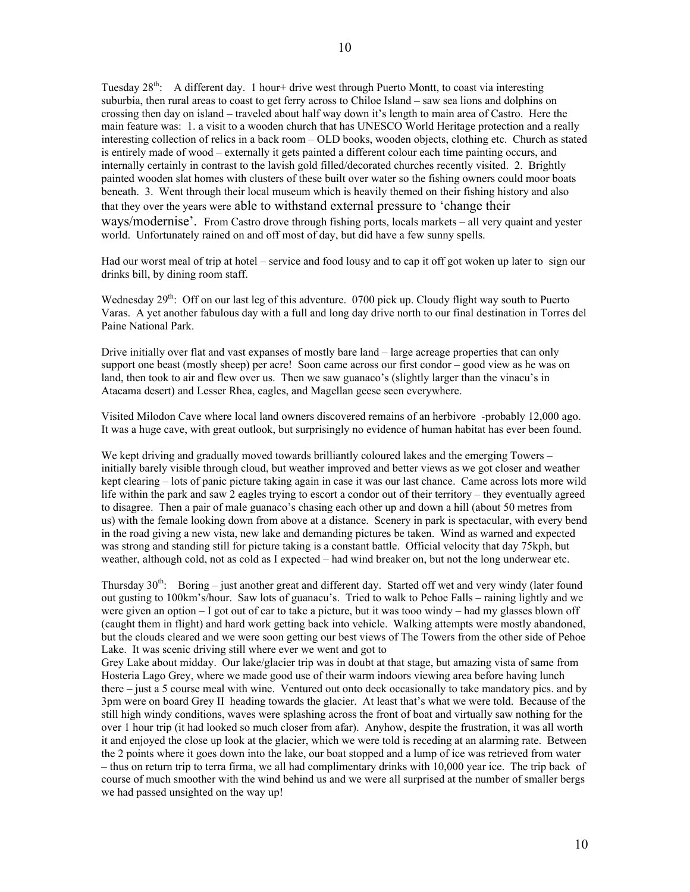Tuesday 28th: A different day. 1 hour+ drive west through Puerto Montt, to coast via interesting suburbia, then rural areas to coast to get ferry across to Chiloe Island – saw sea lions and dolphins on crossing then day on island – traveled about half way down it's length to main area of Castro. Here the main feature was: 1. a visit to a wooden church that has UNESCO World Heritage protection and a really interesting collection of relics in a back room – OLD books, wooden objects, clothing etc. Church as stated is entirely made of wood – externally it gets painted a different colour each time painting occurs, and internally certainly in contrast to the lavish gold filled/decorated churches recently visited. 2. Brightly painted wooden slat homes with clusters of these built over water so the fishing owners could moor boats beneath. 3. Went through their local museum which is heavily themed on their fishing history and also that they over the years were able to withstand external pressure to 'change their ways/modernise'. From Castro drove through fishing ports, locals markets – all very quaint and yester world. Unfortunately rained on and off most of day, but did have a few sunny spells.

Had our worst meal of trip at hotel – service and food lousy and to cap it off got woken up later to sign our drinks bill, by dining room staff.

Wednesday 29th: Off on our last leg of this adventure. 0700 pick up. Cloudy flight way south to Puerto Varas. A yet another fabulous day with a full and long day drive north to our final destination in Torres del Paine National Park.

Drive initially over flat and vast expanses of mostly bare land – large acreage properties that can only support one beast (mostly sheep) per acre! Soon came across our first condor – good view as he was on land, then took to air and flew over us. Then we saw guanaco's (slightly larger than the vinacu's in Atacama desert) and Lesser Rhea, eagles, and Magellan geese seen everywhere.

Visited Milodon Cave where local land owners discovered remains of an herbivore -probably 12,000 ago. It was a huge cave, with great outlook, but surprisingly no evidence of human habitat has ever been found.

We kept driving and gradually moved towards brilliantly coloured lakes and the emerging Towers – initially barely visible through cloud, but weather improved and better views as we got closer and weather kept clearing – lots of panic picture taking again in case it was our last chance. Came across lots more wild life within the park and saw 2 eagles trying to escort a condor out of their territory – they eventually agreed to disagree. Then a pair of male guanaco's chasing each other up and down a hill (about 50 metres from us) with the female looking down from above at a distance. Scenery in park is spectacular, with every bend in the road giving a new vista, new lake and demanding pictures be taken. Wind as warned and expected was strong and standing still for picture taking is a constant battle. Official velocity that day 75kph, but weather, although cold, not as cold as I expected – had wind breaker on, but not the long underwear etc.

Thursday 30th: Boring – just another great and different day. Started off wet and very windy (later found out gusting to 100km's/hour. Saw lots of guanacu's. Tried to walk to Pehoe Falls – raining lightly and we were given an option – I got out of car to take a picture, but it was tooo windy – had my glasses blown off (caught them in flight) and hard work getting back into vehicle. Walking attempts were mostly abandoned, but the clouds cleared and we were soon getting our best views of The Towers from the other side of Pehoe Lake. It was scenic driving still where ever we went and got to
Grey Lake about midday. Our lake/glacier trip was in doubt at that stage, but amazing vista of same from Hosteria Lago Grey, where we made good use of their warm indoors viewing area before having lunch there – just a 5 course meal with wine. Ventured out onto deck occasionally to take mandatory pics. and by 3pm were on board Grey II heading towards the glacier. At least that's what we were told. Because of the still high windy conditions, waves were splashing across the front of boat and virtually saw nothing for the over 1 hour trip (it had looked so much closer from afar). Anyhow, despite the frustration, it was all worth it and enjoyed the close up look at the glacier, which we were told is receding at an alarming rate. Between the 2 points where it goes down into the lake, our boat stopped and a lump of ice was retrieved from water – thus on return trip to terra firma, we all had complimentary drinks with 10,000 year ice. The trip back of course of much smoother with the wind behind us and we were all surprised at the number of smaller bergs we had passed unsighted on the way up!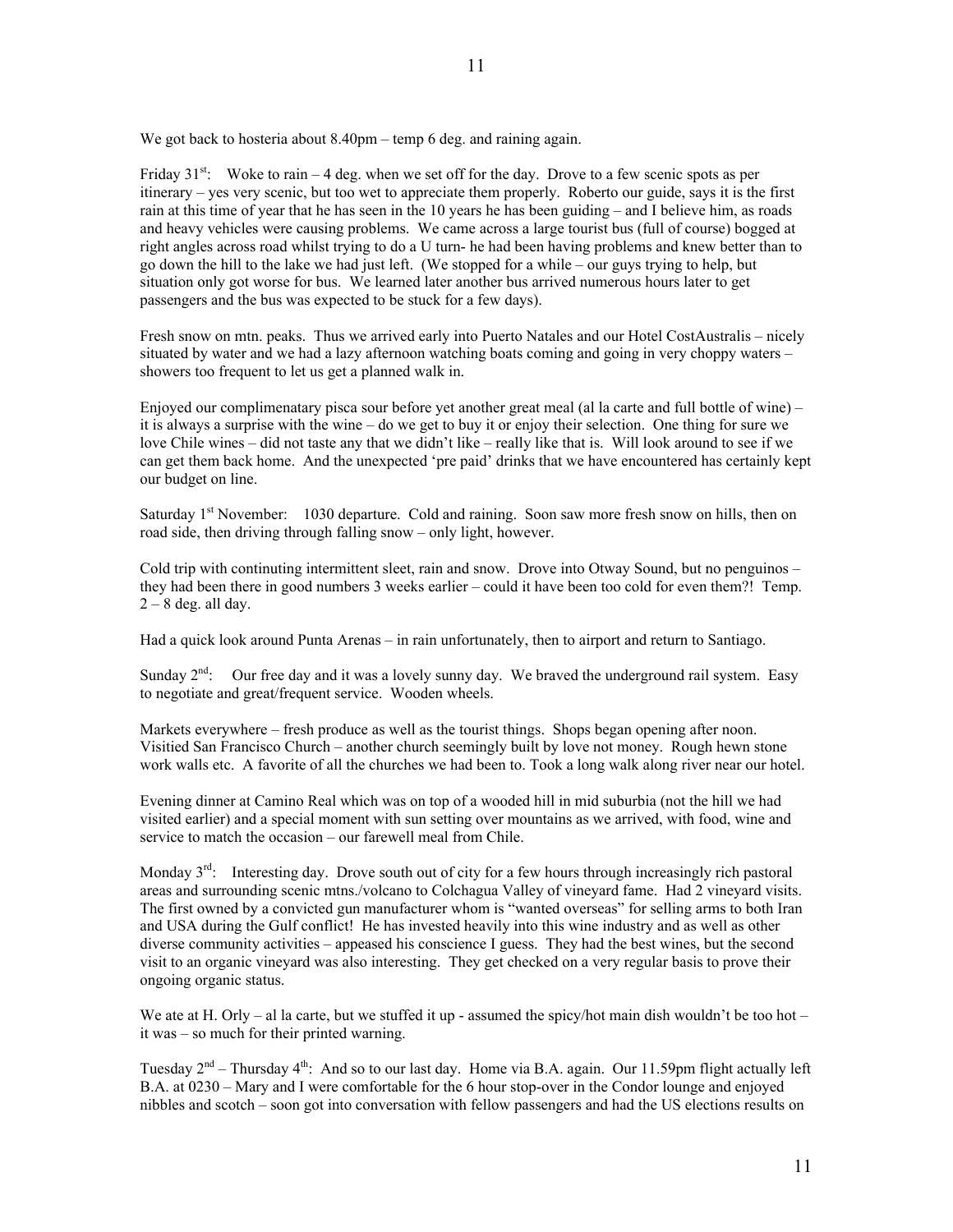We got back to hosteria about 8.40pm – temp 6 deg. and raining again.

Friday 31st: Woke to rain – 4 deg. when we set off for the day. Drove to a few scenic spots as per itinerary – yes very scenic, but too wet to appreciate them properly. Roberto our guide, says it is the first rain at this time of year that he has seen in the 10 years he has been guiding – and I believe him, as roads and heavy vehicles were causing problems. We came across a large tourist bus (full of course) bogged at right angles across road whilst trying to do a U turn- he had been having problems and knew better than to go down the hill to the lake we had just left. (We stopped for a while – our guys trying to help, but situation only got worse for bus. We learned later another bus arrived numerous hours later to get passengers and the bus was expected to be stuck for a few days).

Fresh snow on mtn. peaks. Thus we arrived early into Puerto Natales and our Hotel CostAustralis – nicely situated by water and we had a lazy afternoon watching boats coming and going in very choppy waters – showers too frequent to let us get a planned walk in.

Enjoyed our complimenatary pisca sour before yet another great meal (al la carte and full bottle of wine) – it is always a surprise with the wine – do we get to buy it or enjoy their selection. One thing for sure we love Chile wines – did not taste any that we didn't like – really like that is. Will look around to see if we can get them back home. And the unexpected 'pre paid' drinks that we have encountered has certainly kept our budget on line.

Saturday 1st November: 1030 departure. Cold and raining. Soon saw more fresh snow on hills, then on road side, then driving through falling snow – only light, however.

Cold trip with continuting intermittent sleet, rain and snow. Drove into Otway Sound, but no penguinos – they had been there in good numbers 3 weeks earlier – could it have been too cold for even them?! Temp. 2 – 8 deg. all day.

Had a quick look around Punta Arenas – in rain unfortunately, then to airport and return to Santiago.

Sunday 2nd: Our free day and it was a lovely sunny day. We braved the underground rail system. Easy to negotiate and great/frequent service. Wooden wheels.

Markets everywhere – fresh produce as well as the tourist things. Shops began opening after noon. Visitied San Francisco Church – another church seemingly built by love not money. Rough hewn stone work walls etc. A favorite of all the churches we had been to. Took a long walk along river near our hotel.

Evening dinner at Camino Real which was on top of a wooded hill in mid suburbia (not the hill we had visited earlier) and a special moment with sun setting over mountains as we arrived, with food, wine and service to match the occasion – our farewell meal from Chile.

Monday 3rd: Interesting day. Drove south out of city for a few hours through increasingly rich pastoral areas and surrounding scenic mtns./volcano to Colchagua Valley of vineyard fame. Had 2 vineyard visits. The first owned by a convicted gun manufacturer whom is "wanted overseas" for selling arms to both Iran and USA during the Gulf conflict! He has invested heavily into this wine industry and as well as other diverse community activities – appeased his conscience I guess. They had the best wines, but the second visit to an organic vineyard was also interesting. They get checked on a very regular basis to prove their ongoing organic status.

We ate at H. Orly – al la carte, but we stuffed it up - assumed the spicy/hot main dish wouldn't be too hot – it was – so much for their printed warning.

Tuesday 2nd – Thursday 4th: And so to our last day. Home via B.A. again. Our 11.59pm flight actually left B.A. at 0230 – Mary and I were comfortable for the 6 hour stop-over in the Condor lounge and enjoyed nibbles and scotch – soon got into conversation with fellow passengers and had the US elections results on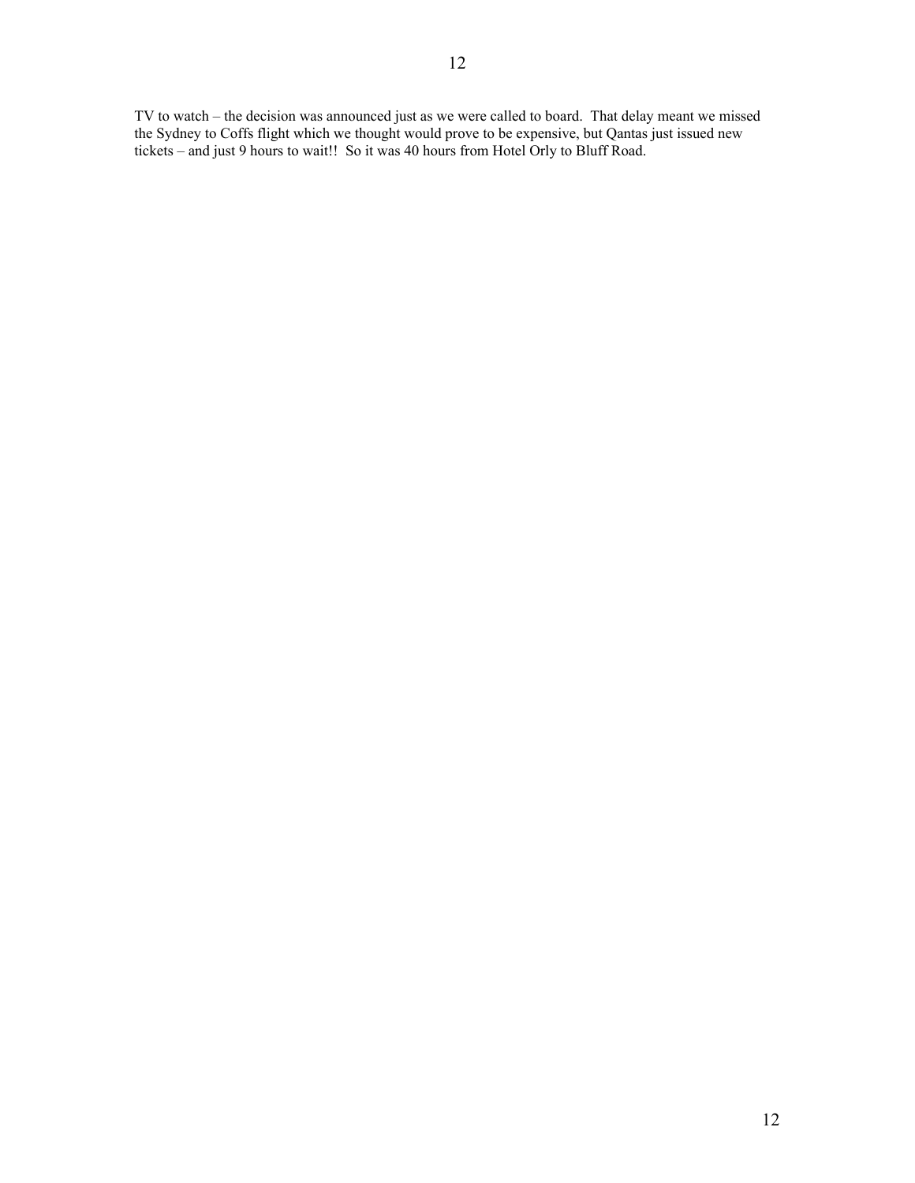TV to watch – the decision was announced just as we were called to board. That delay meant we missed the Sydney to Coffs flight which we thought would prove to be expensive, but Qantas just issued new tickets – and just 9 hours to wait!! So it was 40 hours from Hotel Orly to Bluff Road.